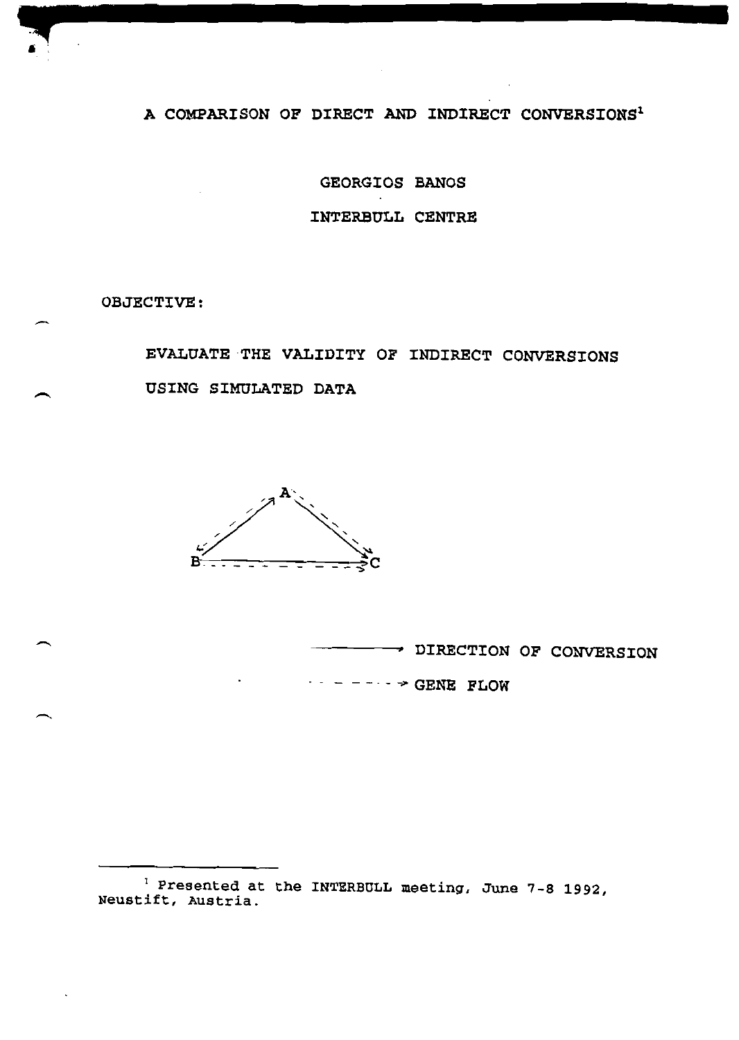# A COMPARISON OF DIRECT AND INDIRECT CONVERSIONS[1]

GEORGIOS BANOS

INTERBULL CENTRE

OBJECTIVE:

EVALUATE THE VALIDITY OF INDIRECT CONVERSIONS USING SIMULATED DATA

A

B C

——→ DIRECTION OF CONVERSION

- - - - - → GENE FLOW

---

[1] Presented at the INTERBULL meeting, June 7-8 1992, Neustift, Austria.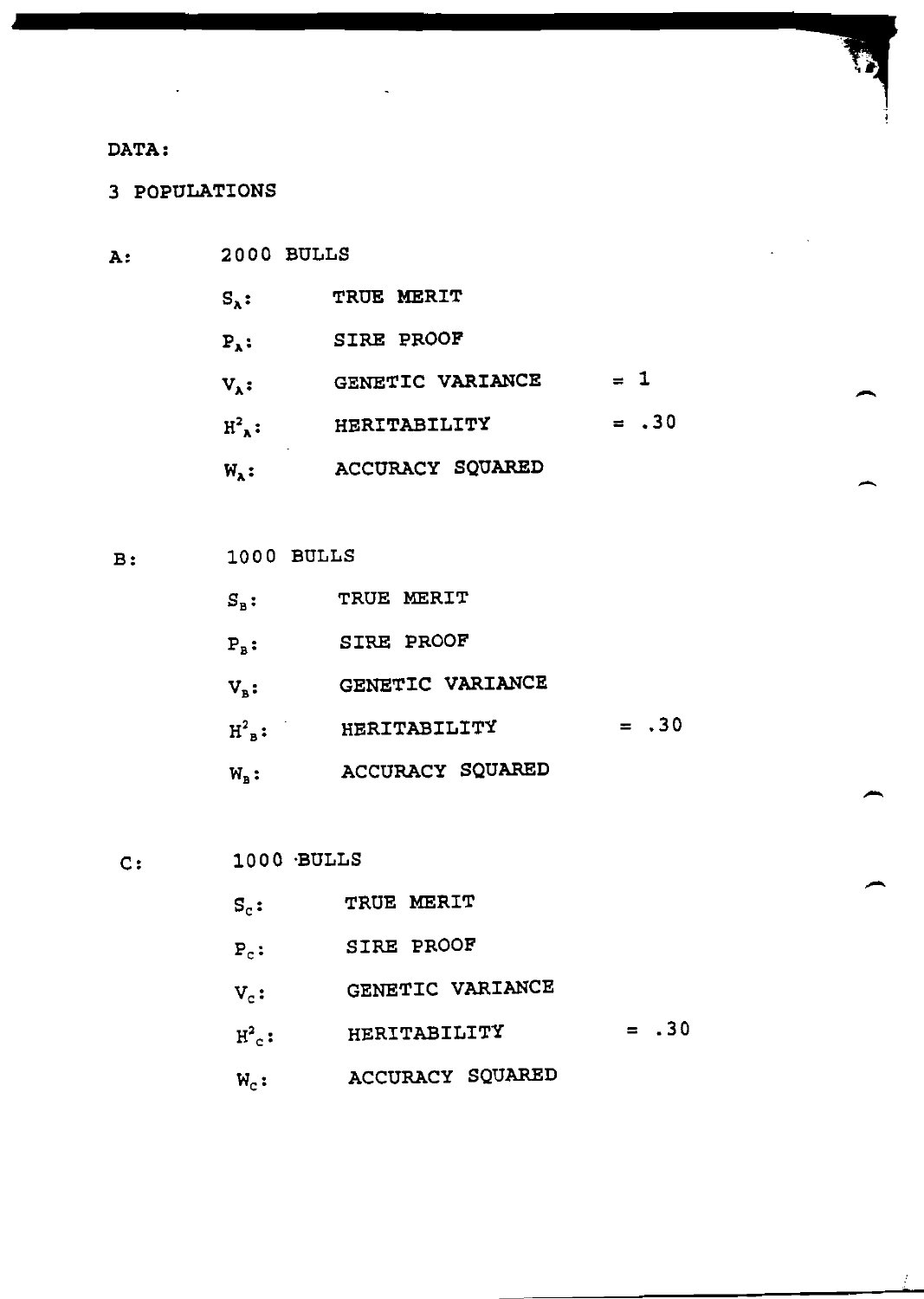DATA:

3 POPULATIONS

A: 2000 BULLS

| | | |
|---|---|---|
| $S_A$: | TRUE MERIT | |
| $P_A$: | SIRE PROOF | |
| $V_A$: | GENETIC VARIANCE | = 1 |
| $H^2_A$: | HERITABILITY | = .30 |
| $W_A$: | ACCURACY SQUARED | |

B: 1000 BULLS

| | | |
|---|---|---|
| $S_B$: | TRUE MERIT | |
| $P_B$: | SIRE PROOF | |
| $V_B$: | GENETIC VARIANCE | |
| $H^2_B$: | HERITABILITY | = .30 |
| $W_B$: | ACCURACY SQUARED | |

C: 1000 BULLS

| | | |
|---|---|---|
| $S_C$: | TRUE MERIT | |
| $P_C$: | SIRE PROOF | |
| $V_C$: | GENETIC VARIANCE | |
| $H^2_C$: | HERITABILITY | = .30 |
| $W_C$: | ACCURACY SQUARED | |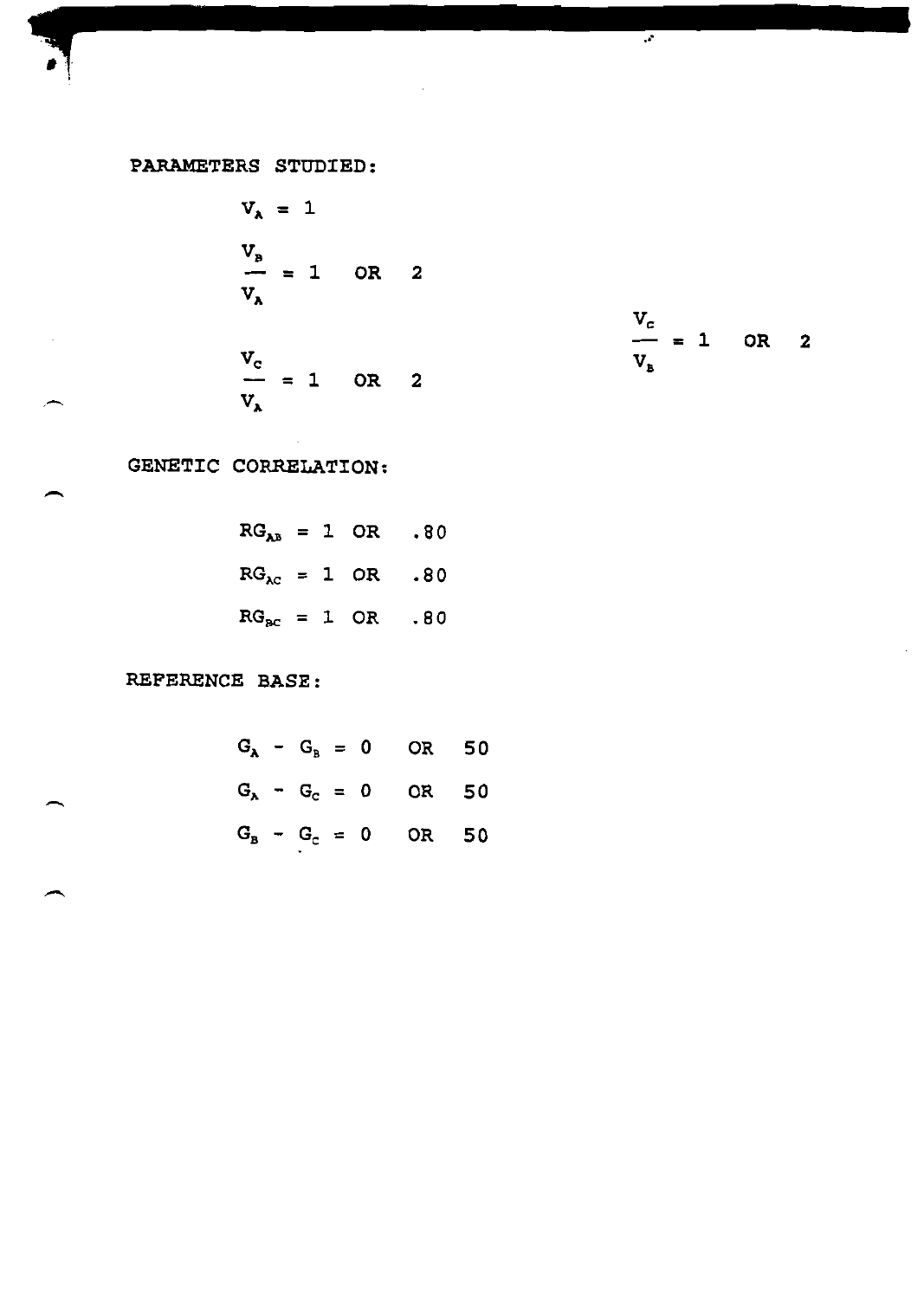PARAMETERS STUDIED:

$$V_A = 1$$

$$\frac{V_B}{V_A} = 1 \quad \text{OR} \quad 2$$

$$\frac{V_C}{V_A} = 1 \quad \text{OR} \quad 2$$

$$\frac{V_C}{V_B} = 1 \quad \text{OR} \quad 2$$

GENETIC CORRELATION:

$$RG_{AB} = 1 \quad \text{OR} \quad .80$$

$$RG_{AC} = 1 \quad \text{OR} \quad .80$$

$$RG_{BC} = 1 \quad \text{OR} \quad .80$$

REFERENCE BASE:

$$G_A - G_B = 0 \quad \text{OR} \quad 50$$

$$G_A - G_C = 0 \quad \text{OR} \quad 50$$

$$G_B - G_C = 0 \quad \text{OR} \quad 50$$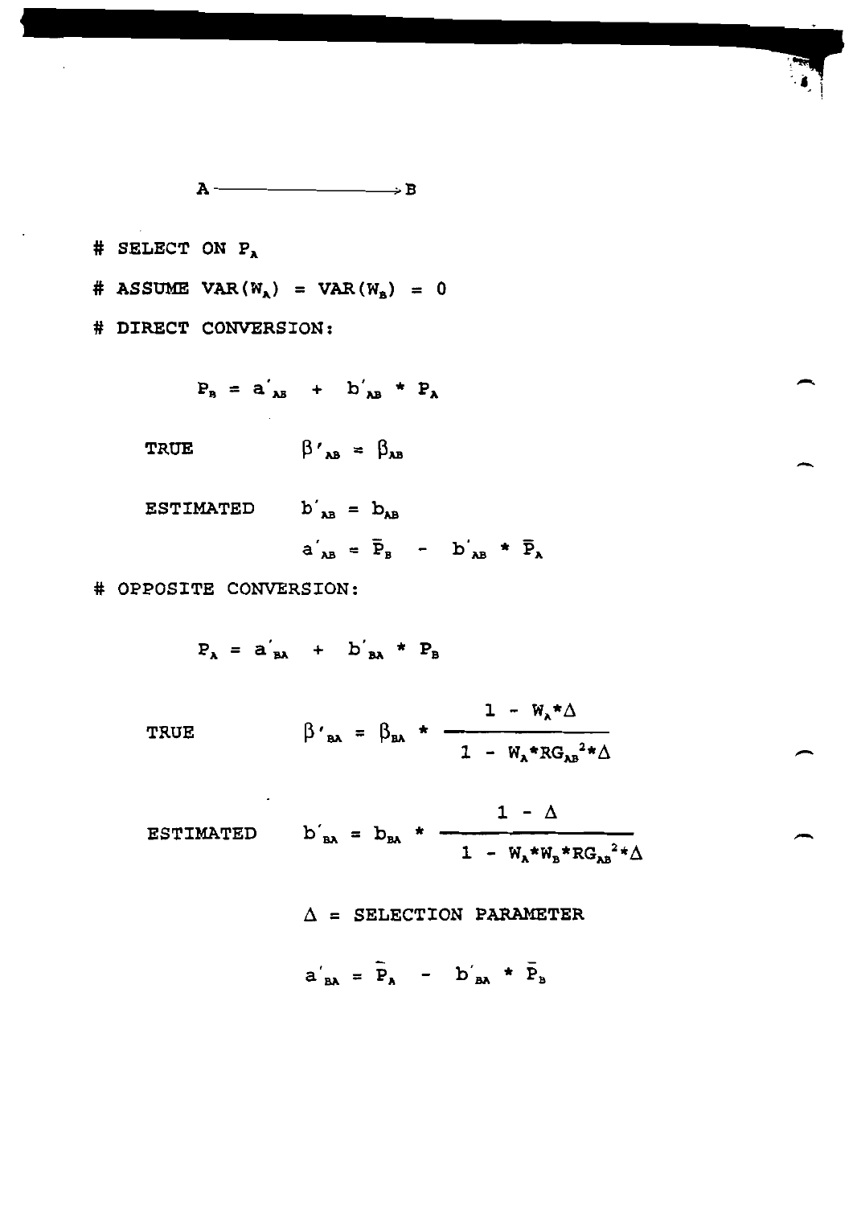$$A \longrightarrow B$$

- SELECT ON $P_A$
- ASSUME $VAR(W_A) = VAR(W_B) = 0$
- DIRECT CONVERSION:

$$P_B = a'_{AB} + b'_{AB} * P_A$$

TRUE $\beta'_{AB} = \beta_{AB}$

ESTIMATED $b'_{AB} = b_{AB}$

$$a'_{AB} = \bar{P}_B - b'_{AB} * \bar{P}_A$$

- OPPOSITE CONVERSION:

$$P_A = a'_{BA} + b'_{BA} * P_B$$

TRUE
$$\beta'_{BA} = \beta_{BA} * \frac{1 - W_A*\Delta}{1 - W_A*RG_{AB}^2*\Delta}$$

ESTIMATED
$$b'_{BA} = b_{BA} * \frac{1 - \Delta}{1 - W_A*W_B*RG_{AB}^2*\Delta}$$

$\Delta$ = SELECTION PARAMETER

$$a'_{BA} = \bar{P}_A - b'_{BA} * \bar{P}_B$$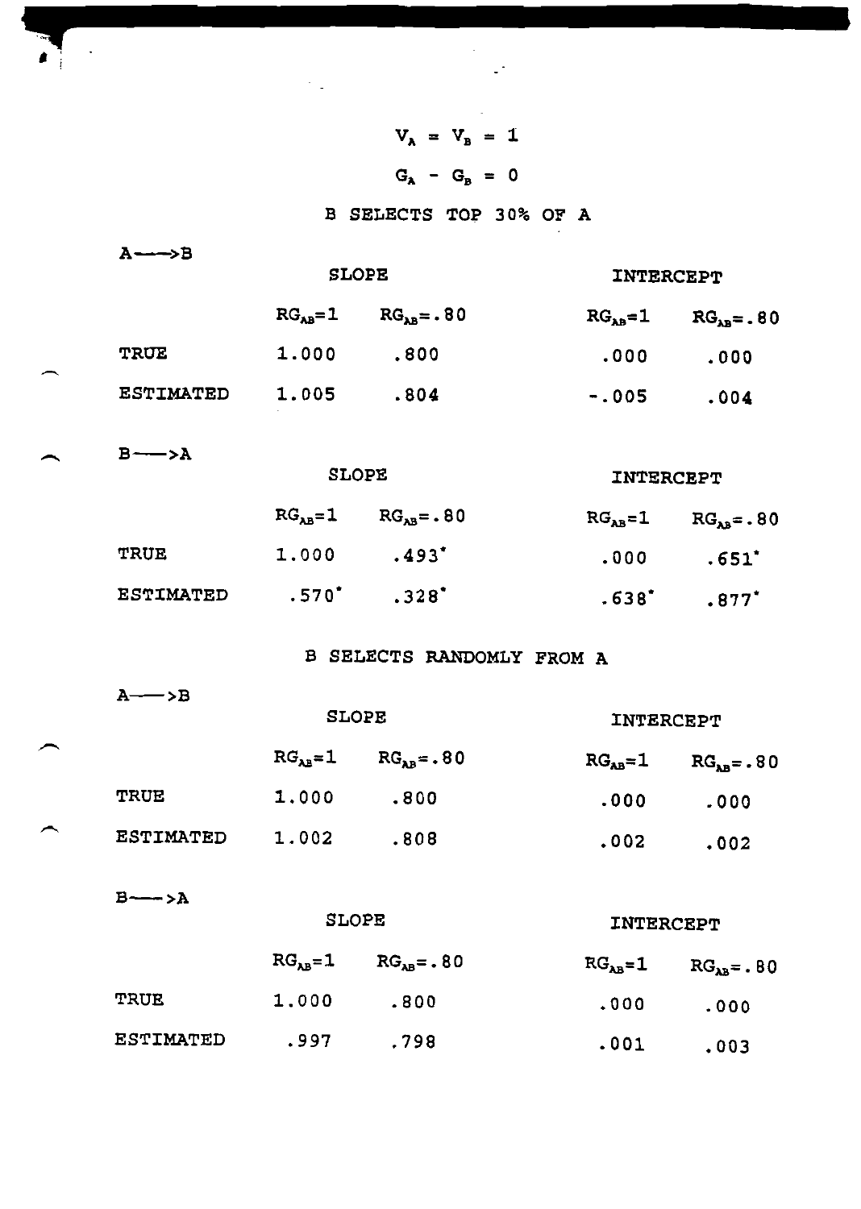$$V_A = V_B = 1$$

$$G_A - G_B = 0$$

B SELECTS TOP 30% OF A

$A \longrightarrow B$

| | SLOPE | | INTERCEPT | |
|---|---|---|---|---|
| | $RG_{AB}=1$ | $RG_{AB}=.80$ | $RG_{AB}=1$ | $RG_{AB}=.80$ |
| TRUE | 1.000 | .800 | .000 | .000 |
| ESTIMATED | 1.005 | .804 | -.005 | .004 |

$B \longrightarrow A$

| | SLOPE | | INTERCEPT | |
|---|---|---|---|---|
| | $RG_{AB}=1$ | $RG_{AB}=.80$ | $RG_{AB}=1$ | $RG_{AB}=.80$ |
| TRUE | 1.000 | .493* | .000 | .651* |
| ESTIMATED | .570* | .328* | .638* | .877* |

B SELECTS RANDOMLY FROM A

$A \longrightarrow B$

| | SLOPE | | INTERCEPT | |
|---|---|---|---|---|
| | $RG_{AB}=1$ | $RG_{AB}=.80$ | $RG_{AB}=1$ | $RG_{AB}=.80$ |
| TRUE | 1.000 | .800 | .000 | .000 |
| ESTIMATED | 1.002 | .808 | .002 | .002 |

$B \longrightarrow A$

| | SLOPE | | INTERCEPT | |
|---|---|---|---|---|
| | $RG_{AB}=1$ | $RG_{AB}=.80$ | $RG_{AB}=1$ | $RG_{AB}=.80$ |
| TRUE | 1.000 | .800 | .000 | .000 |
| ESTIMATED | .997 | .798 | .001 | .003 |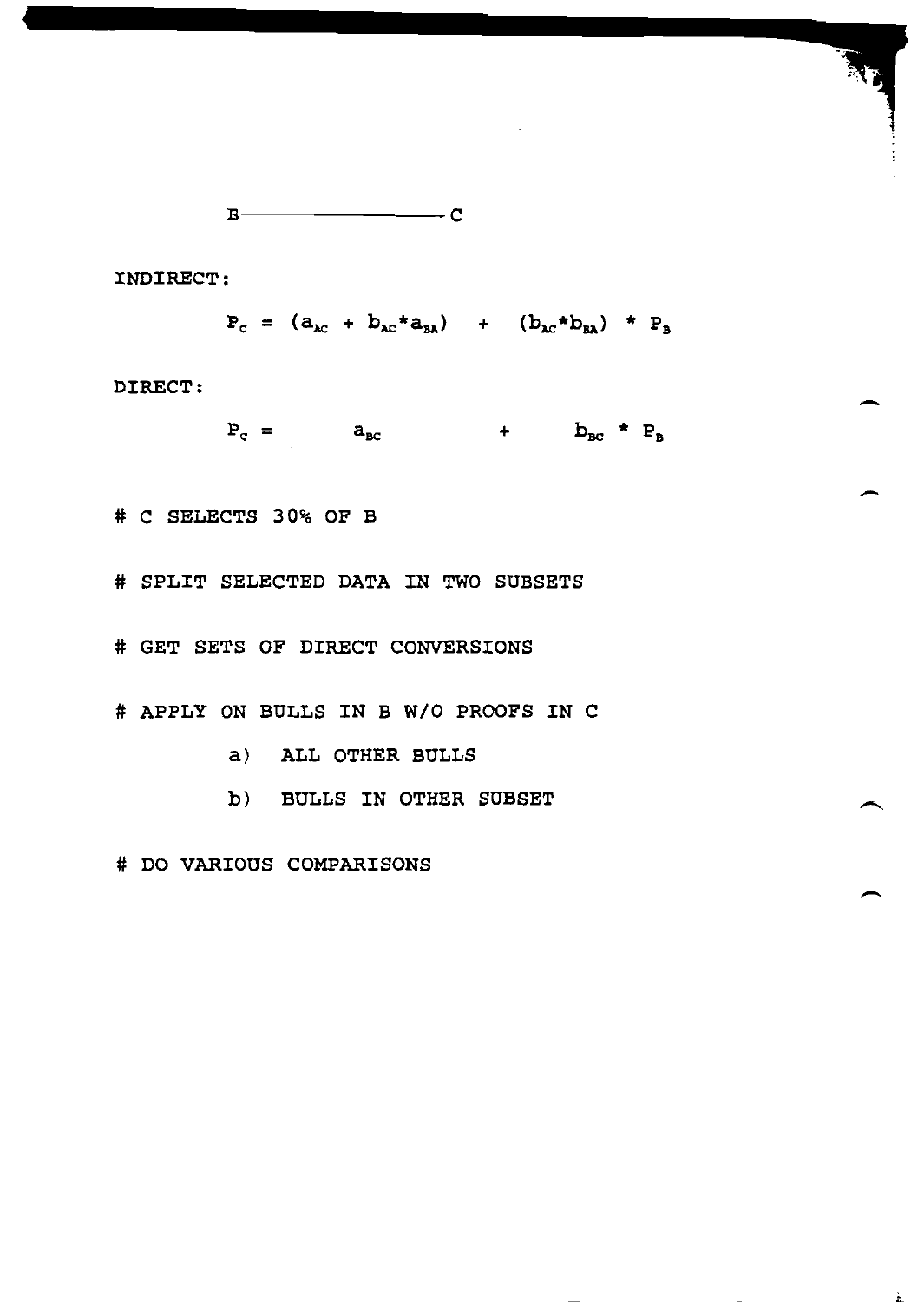B ——————————— C

INDIRECT:

$$P_C = (a_{AC} + b_{AC} * a_{BA}) + (b_{AC} * b_{BA}) * P_B$$

DIRECT:

$$P_C = a_{BC} + b_{BC} * P_B$$

# C SELECTS 30% OF B

# SPLIT SELECTED DATA IN TWO SUBSETS

# GET SETS OF DIRECT CONVERSIONS

# APPLY ON BULLS IN B W/O PROOFS IN C

a) ALL OTHER BULLS

b) BULLS IN OTHER SUBSET

# DO VARIOUS COMPARISONS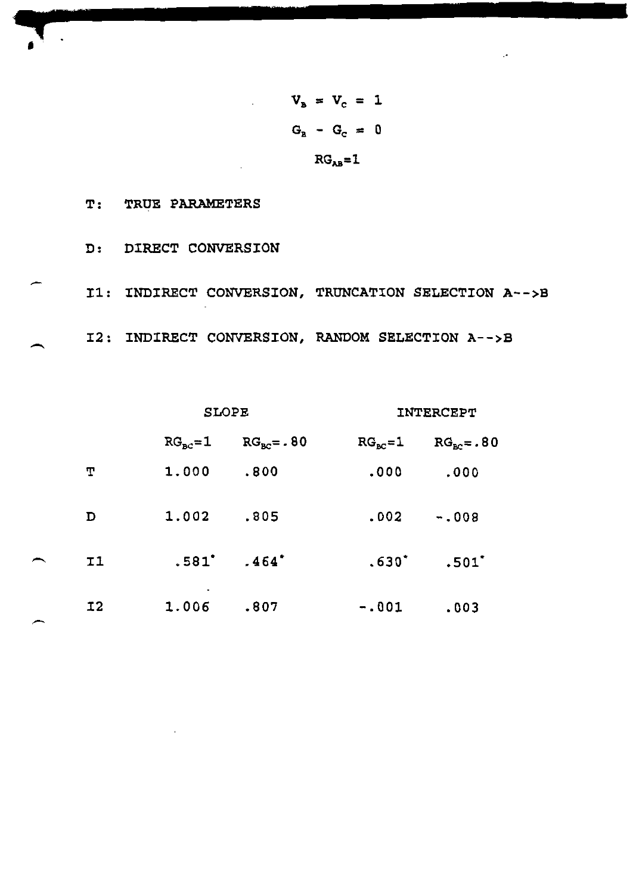$$V_B = V_C = 1$$

$$G_B - G_C = 0$$

$$RG_{AB}=1$$

T: TRUE PARAMETERS

D: DIRECT CONVERSION

I1: INDIRECT CONVERSION, TRUNCATION SELECTION A-->B

I2: INDIRECT CONVERSION, RANDOM SELECTION A-->B

| | SLOPE | | INTERCEPT | |
|---|---|---|---|---|
| | $RG_{BC}=1$ | $RG_{BC}=.80$ | $RG_{BC}=1$ | $RG_{BC}=.80$ |
| T | 1.000 | .800 | .000 | .000 |
| D | 1.002 | .805 | .002 | -.008 |
| I1 | .581* | .464* | .630* | .501* |
| I2 | 1.006 | .807 | -.001 | .003 |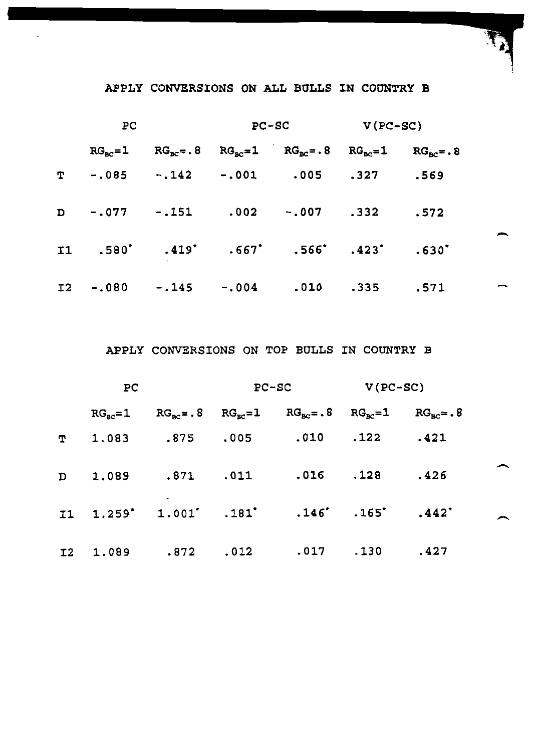APPLY CONVERSIONS ON ALL BULLS IN COUNTRY B

| | PC | | PC-SC | | V(PC-SC) | |
|---|---|---|---|---|---|---|
| | $RG_{BC}=1$ | $RG_{BC}=.8$ | $RG_{BC}=1$ | $RG_{BC}=.8$ | $RG_{BC}=1$ | $RG_{BC}=.8$ |
| T | -.085 | -.142 | -.001 | .005 | .327 | .569 |
| D | -.077 | -.151 | .002 | -.007 | .332 | .572 |
| I1 | .580* | .419* | .667* | .566* | .423* | .630* |
| I2 | -.080 | -.145 | -.004 | .010 | .335 | .571 |

APPLY CONVERSIONS ON TOP BULLS IN COUNTRY B

| | PC | | PC-SC | | V(PC-SC) | |
|---|---|---|---|---|---|---|
| | $RG_{BC}=1$ | $RG_{BC}=.8$ | $RG_{BC}=1$ | $RG_{BC}=.8$ | $RG_{BC}=1$ | $RG_{BC}=.8$ |
| T | 1.083 | .875 | .005 | .010 | .122 | .421 |
| D | 1.089 | .871 | .011 | .016 | .128 | .426 |
| I1 | 1.259* | 1.001* | .181* | .146* | .165* | .442* |
| I2 | 1.089 | .872 | .012 | .017 | .130 | .427 |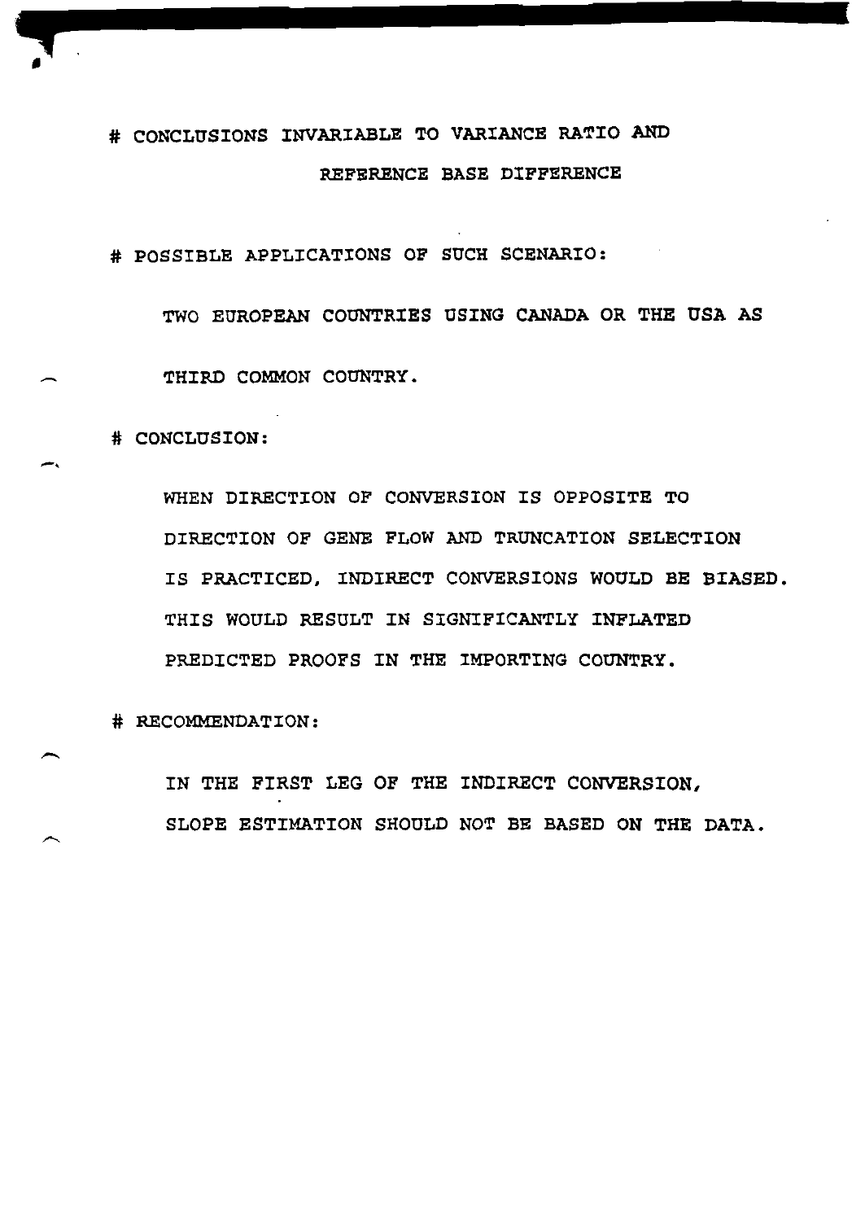# CONCLUSIONS INVARIABLE TO VARIANCE RATIO AND REFERENCE BASE DIFFERENCE

# POSSIBLE APPLICATIONS OF SUCH SCENARIO:

TWO EUROPEAN COUNTRIES USING CANADA OR THE USA AS THIRD COMMON COUNTRY.

# CONCLUSION:

WHEN DIRECTION OF CONVERSION IS OPPOSITE TO DIRECTION OF GENE FLOW AND TRUNCATION SELECTION IS PRACTICED, INDIRECT CONVERSIONS WOULD BE BIASED. THIS WOULD RESULT IN SIGNIFICANTLY INFLATED PREDICTED PROOFS IN THE IMPORTING COUNTRY.

# RECOMMENDATION:

IN THE FIRST LEG OF THE INDIRECT CONVERSION, SLOPE ESTIMATION SHOULD NOT BE BASED ON THE DATA.